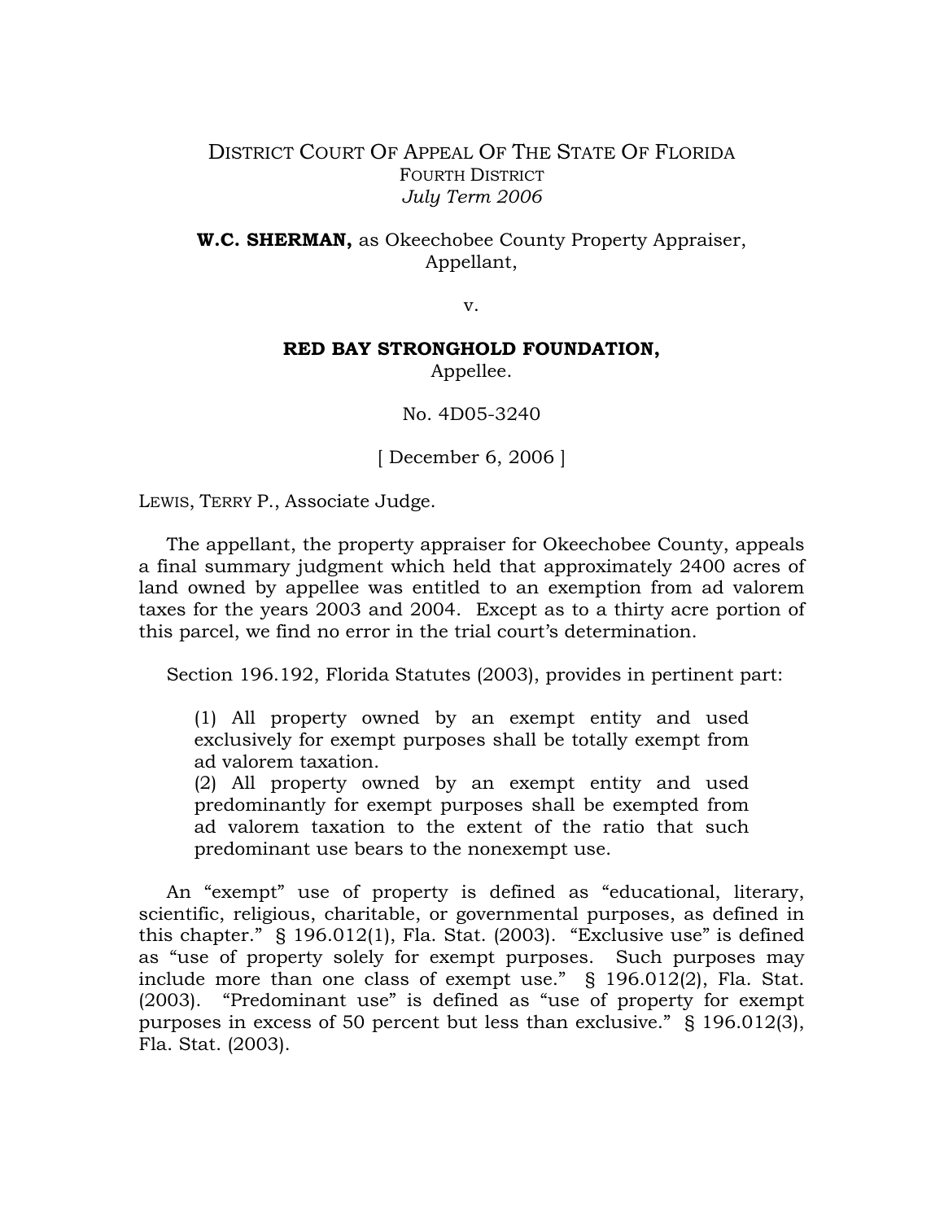DISTRICT COURT OF APPEAL OF THE STATE OF FLORIDA
FOURTH DISTRICT
*July Term 2006*

**W.C. SHERMAN,** as Okeechobee County Property Appraiser,
Appellant,

v.

**RED BAY STRONGHOLD FOUNDATION,**
Appellee.

No. 4D05-3240

[ December 6, 2006 ]

LEWIS, TERRY P., Associate Judge.

The appellant, the property appraiser for Okeechobee County, appeals a final summary judgment which held that approximately 2400 acres of land owned by appellee was entitled to an exemption from ad valorem taxes for the years 2003 and 2004. Except as to a thirty acre portion of this parcel, we find no error in the trial court's determination.

Section 196.192, Florida Statutes (2003), provides in pertinent part:

> (1) All property owned by an exempt entity and used exclusively for exempt purposes shall be totally exempt from ad valorem taxation.
> (2) All property owned by an exempt entity and used predominantly for exempt purposes shall be exempted from ad valorem taxation to the extent of the ratio that such predominant use bears to the nonexempt use.

An "exempt" use of property is defined as "educational, literary, scientific, religious, charitable, or governmental purposes, as defined in this chapter." § 196.012(1), Fla. Stat. (2003). "Exclusive use" is defined as "use of property solely for exempt purposes. Such purposes may include more than one class of exempt use." § 196.012(2), Fla. Stat. (2003). "Predominant use" is defined as "use of property for exempt purposes in excess of 50 percent but less than exclusive." § 196.012(3), Fla. Stat. (2003).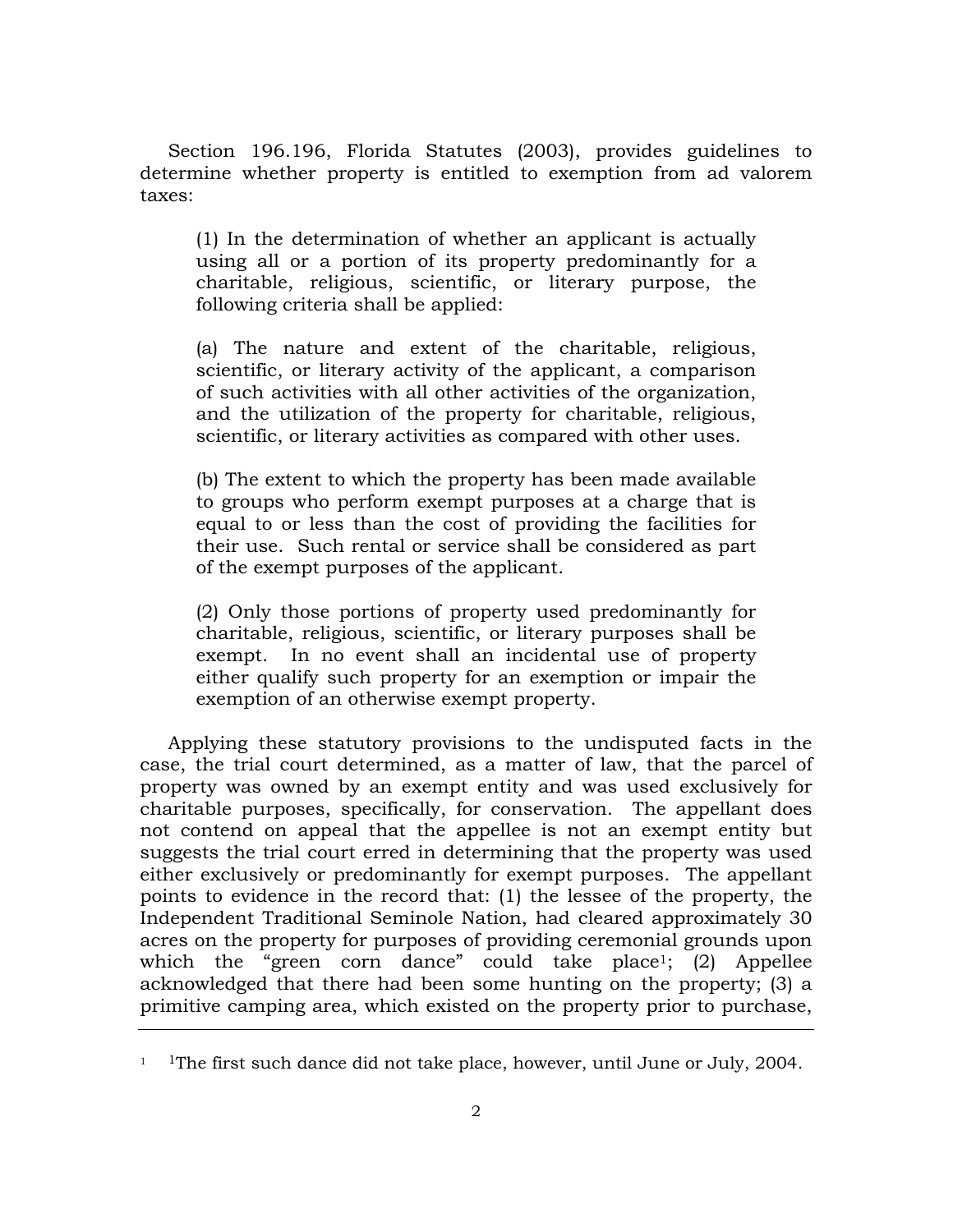Section 196.196, Florida Statutes (2003), provides guidelines to determine whether property is entitled to exemption from ad valorem taxes:

> (1) In the determination of whether an applicant is actually using all or a portion of its property predominantly for a charitable, religious, scientific, or literary purpose, the following criteria shall be applied:
>
> (a) The nature and extent of the charitable, religious, scientific, or literary activity of the applicant, a comparison of such activities with all other activities of the organization, and the utilization of the property for charitable, religious, scientific, or literary activities as compared with other uses.
>
> (b) The extent to which the property has been made available to groups who perform exempt purposes at a charge that is equal to or less than the cost of providing the facilities for their use. Such rental or service shall be considered as part of the exempt purposes of the applicant.
>
> (2) Only those portions of property used predominantly for charitable, religious, scientific, or literary purposes shall be exempt. In no event shall an incidental use of property either qualify such property for an exemption or impair the exemption of an otherwise exempt property.

Applying these statutory provisions to the undisputed facts in the case, the trial court determined, as a matter of law, that the parcel of property was owned by an exempt entity and was used exclusively for charitable purposes, specifically, for conservation. The appellant does not contend on appeal that the appellee is not an exempt entity but suggests the trial court erred in determining that the property was used either exclusively or predominantly for exempt purposes. The appellant points to evidence in the record that: (1) the lessee of the property, the Independent Traditional Seminole Nation, had cleared approximately 30 acres on the property for purposes of providing ceremonial grounds upon which the "green corn dance" could take place[1]; (2) Appellee acknowledged that there had been some hunting on the property; (3) a primitive camping area, which existed on the property prior to purchase,

---

[1] The first such dance did not take place, however, until June or July, 2004.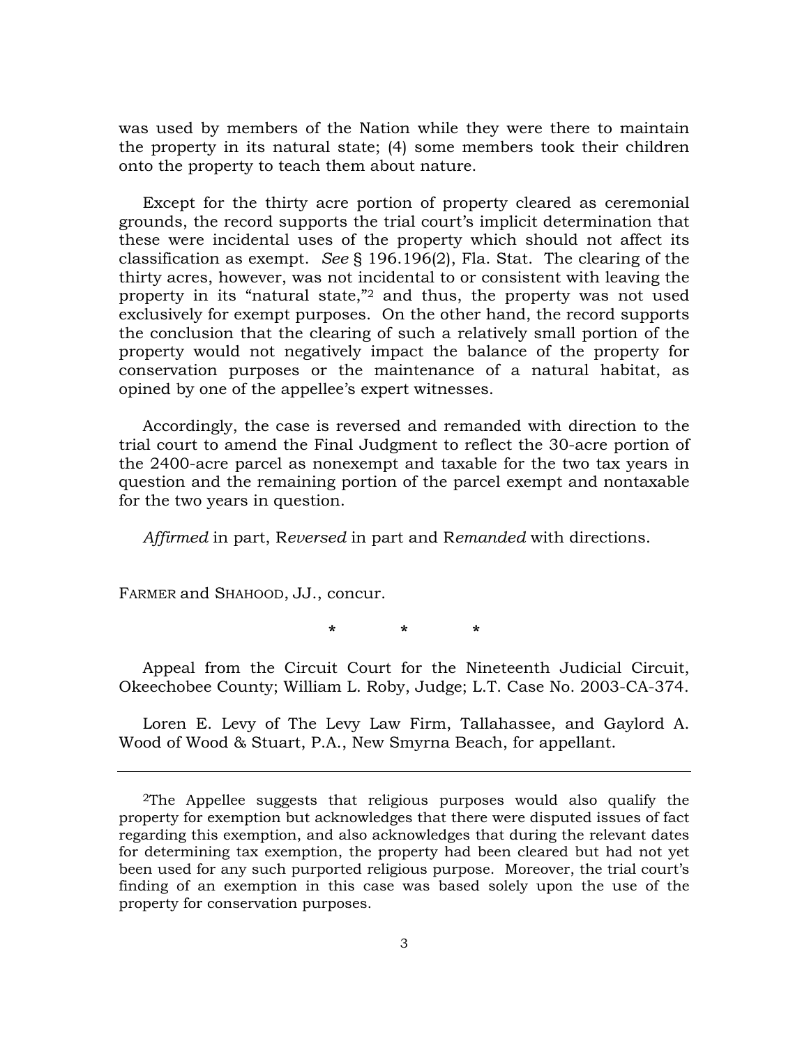was used by members of the Nation while they were there to maintain the property in its natural state; (4) some members took their children onto the property to teach them about nature.

Except for the thirty acre portion of property cleared as ceremonial grounds, the record supports the trial court's implicit determination that these were incidental uses of the property which should not affect its classification as exempt. *See* § 196.196(2), Fla. Stat. The clearing of the thirty acres, however, was not incidental to or consistent with leaving the property in its "natural state,"[2] and thus, the property was not used exclusively for exempt purposes. On the other hand, the record supports the conclusion that the clearing of such a relatively small portion of the property would not negatively impact the balance of the property for conservation purposes or the maintenance of a natural habitat, as opined by one of the appellee's expert witnesses.

Accordingly, the case is reversed and remanded with direction to the trial court to amend the Final Judgment to reflect the 30-acre portion of the 2400-acre parcel as nonexempt and taxable for the two tax years in question and the remaining portion of the parcel exempt and nontaxable for the two years in question.

*Affirmed* in part, R*eversed* in part and R*emanded* with directions.

FARMER and SHAHOOD, JJ., concur.

\*            \*            \*

Appeal from the Circuit Court for the Nineteenth Judicial Circuit, Okeechobee County; William L. Roby, Judge; L.T. Case No. 2003-CA-374.

Loren E. Levy of The Levy Law Firm, Tallahassee, and Gaylord A. Wood of Wood & Stuart, P.A., New Smyrna Beach, for appellant.

---

[2]The Appellee suggests that religious purposes would also qualify the property for exemption but acknowledges that there were disputed issues of fact regarding this exemption, and also acknowledges that during the relevant dates for determining tax exemption, the property had been cleared but had not yet been used for any such purported religious purpose. Moreover, the trial court's finding of an exemption in this case was based solely upon the use of the property for conservation purposes.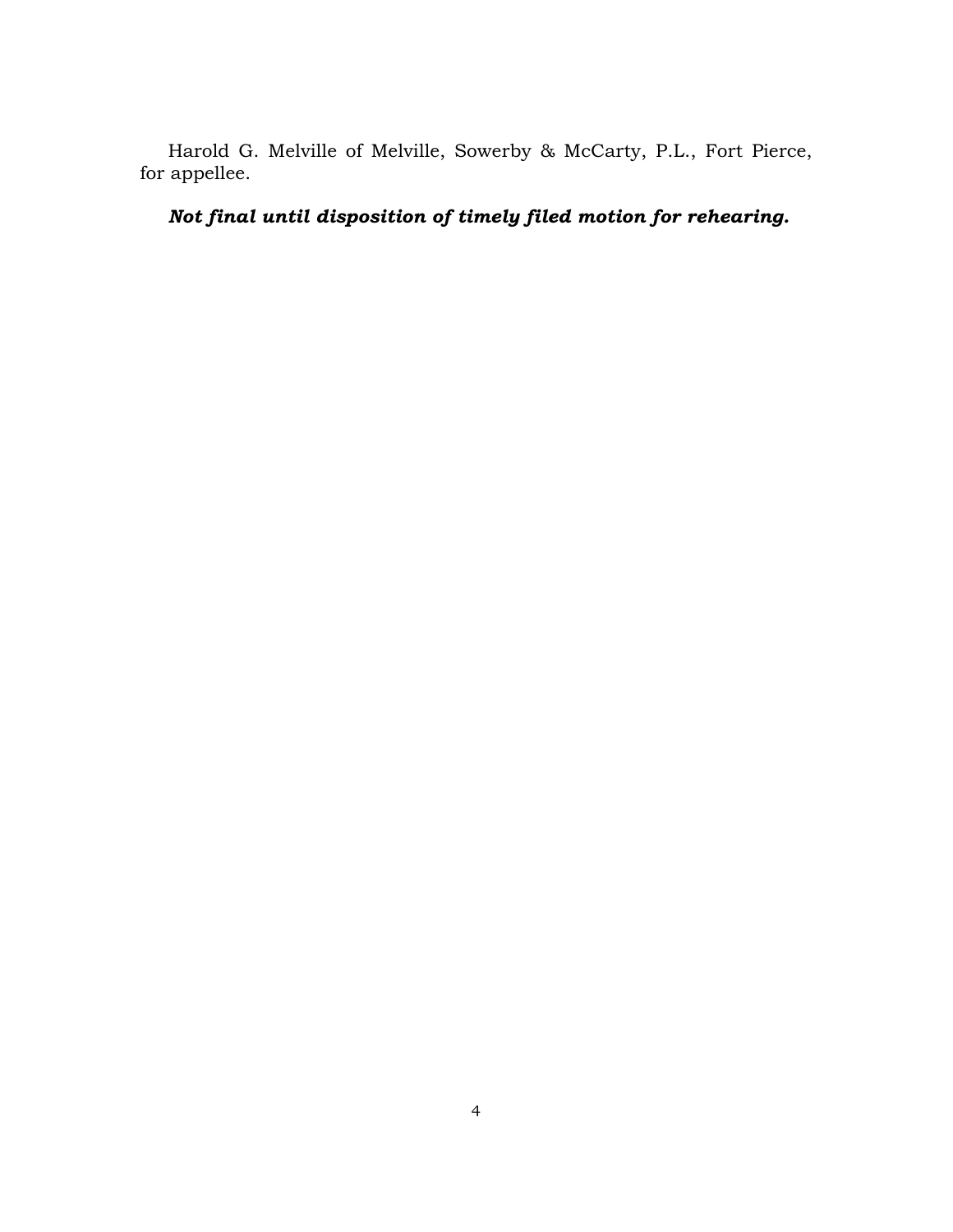Harold G. Melville of Melville, Sowerby & McCarty, P.L., Fort Pierce, for appellee.

***Not final until disposition of timely filed motion for rehearing.***